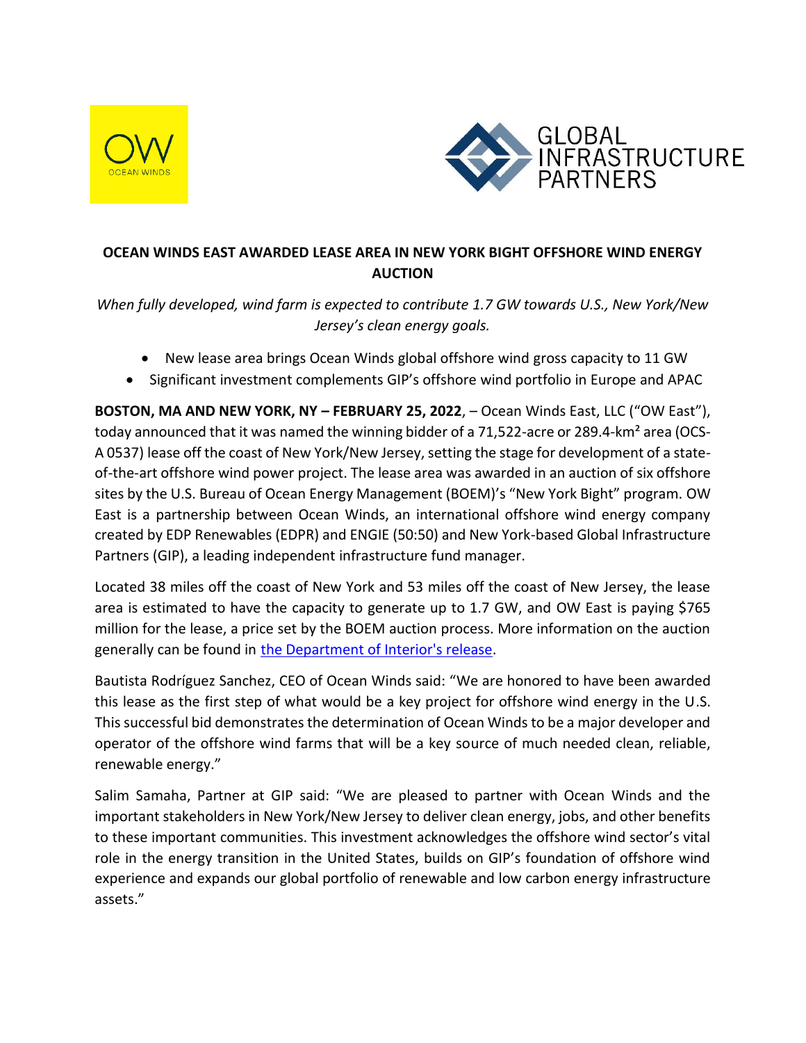# OCEAN WINDS EAST AWARDED LEASE AREA IN NEW YORK BIGHT OFFSHORE WIND ENERGY AUCTION

*When fully developed, wind farm is expected to contribute 1.7 GW towards U.S., New York/New Jersey's clean energy goals.*

- New lease area brings Ocean Winds global offshore wind gross capacity to 11 GW
- Significant investment complements GIP's offshore wind portfolio in Europe and APAC

**BOSTON, MA AND NEW YORK, NY – FEBRUARY 25, 2022**, – Ocean Winds East, LLC ("OW East"), today announced that it was named the winning bidder of a 71,522-acre or 289.4-km² area (OCS-A 0537) lease off the coast of New York/New Jersey, setting the stage for development of a state-of-the-art offshore wind power project. The lease area was awarded in an auction of six offshore sites by the U.S. Bureau of Ocean Energy Management (BOEM)'s "New York Bight" program. OW East is a partnership between Ocean Winds, an international offshore wind energy company created by EDP Renewables (EDPR) and ENGIE (50:50) and New York-based Global Infrastructure Partners (GIP), a leading independent infrastructure fund manager.

Located 38 miles off the coast of New York and 53 miles off the coast of New Jersey, the lease area is estimated to have the capacity to generate up to 1.7 GW, and OW East is paying $765 million for the lease, a price set by the BOEM auction process. More information on the auction generally can be found in the Department of Interior's release.

Bautista Rodríguez Sanchez, CEO of Ocean Winds said: "We are honored to have been awarded this lease as the first step of what would be a key project for offshore wind energy in the U.S. This successful bid demonstrates the determination of Ocean Winds to be a major developer and operator of the offshore wind farms that will be a key source of much needed clean, reliable, renewable energy."

Salim Samaha, Partner at GIP said: "We are pleased to partner with Ocean Winds and the important stakeholders in New York/New Jersey to deliver clean energy, jobs, and other benefits to these important communities. This investment acknowledges the offshore wind sector's vital role in the energy transition in the United States, builds on GIP's foundation of offshore wind experience and expands our global portfolio of renewable and low carbon energy infrastructure assets."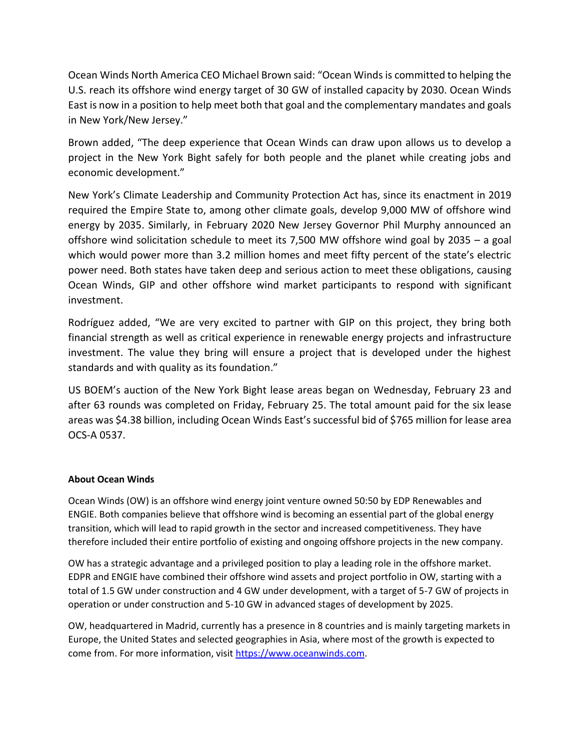Ocean Winds North America CEO Michael Brown said: "Ocean Winds is committed to helping the U.S. reach its offshore wind energy target of 30 GW of installed capacity by 2030. Ocean Winds East is now in a position to help meet both that goal and the complementary mandates and goals in New York/New Jersey."

Brown added, "The deep experience that Ocean Winds can draw upon allows us to develop a project in the New York Bight safely for both people and the planet while creating jobs and economic development."

New York's Climate Leadership and Community Protection Act has, since its enactment in 2019 required the Empire State to, among other climate goals, develop 9,000 MW of offshore wind energy by 2035. Similarly, in February 2020 New Jersey Governor Phil Murphy announced an offshore wind solicitation schedule to meet its 7,500 MW offshore wind goal by 2035 – a goal which would power more than 3.2 million homes and meet fifty percent of the state's electric power need. Both states have taken deep and serious action to meet these obligations, causing Ocean Winds, GIP and other offshore wind market participants to respond with significant investment.

Rodríguez added, "We are very excited to partner with GIP on this project, they bring both financial strength as well as critical experience in renewable energy projects and infrastructure investment. The value they bring will ensure a project that is developed under the highest standards and with quality as its foundation."

US BOEM's auction of the New York Bight lease areas began on Wednesday, February 23 and after 63 rounds was completed on Friday, February 25. The total amount paid for the six lease areas was $4.38 billion, including Ocean Winds East's successful bid of $765 million for lease area OCS-A 0537.

**About Ocean Winds**

Ocean Winds (OW) is an offshore wind energy joint venture owned 50:50 by EDP Renewables and ENGIE. Both companies believe that offshore wind is becoming an essential part of the global energy transition, which will lead to rapid growth in the sector and increased competitiveness. They have therefore included their entire portfolio of existing and ongoing offshore projects in the new company.

OW has a strategic advantage and a privileged position to play a leading role in the offshore market. EDPR and ENGIE have combined their offshore wind assets and project portfolio in OW, starting with a total of 1.5 GW under construction and 4 GW under development, with a target of 5-7 GW of projects in operation or under construction and 5-10 GW in advanced stages of development by 2025.

OW, headquartered in Madrid, currently has a presence in 8 countries and is mainly targeting markets in Europe, the United States and selected geographies in Asia, where most of the growth is expected to come from. For more information, visit [https://www.oceanwinds.com](https://www.oceanwinds.com).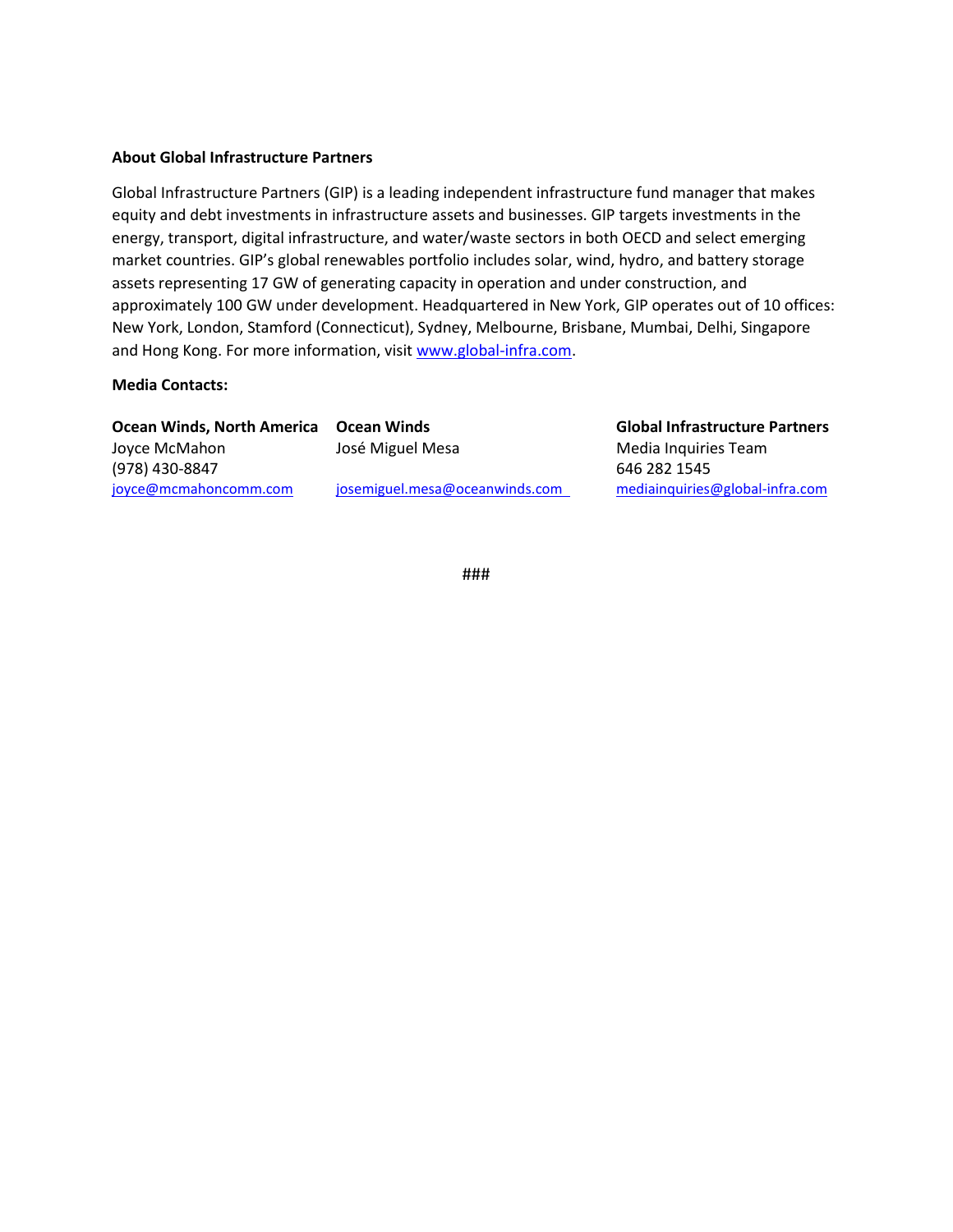**About Global Infrastructure Partners**

Global Infrastructure Partners (GIP) is a leading independent infrastructure fund manager that makes equity and debt investments in infrastructure assets and businesses. GIP targets investments in the energy, transport, digital infrastructure, and water/waste sectors in both OECD and select emerging market countries. GIP's global renewables portfolio includes solar, wind, hydro, and battery storage assets representing 17 GW of generating capacity in operation and under construction, and approximately 100 GW under development. Headquartered in New York, GIP operates out of 10 offices: New York, London, Stamford (Connecticut), Sydney, Melbourne, Brisbane, Mumbai, Delhi, Singapore and Hong Kong. For more information, visit www.global-infra.com.

**Media Contacts:**

**Ocean Winds, North America**
Joyce McMahon
(978) 430-8847
joyce@mcmahoncomm.com

**Ocean Winds**
José Miguel Mesa
josemiguel.mesa@oceanwinds.com

**Global Infrastructure Partners**
Media Inquiries Team
646 282 1545
mediainquiries@global-infra.com

###